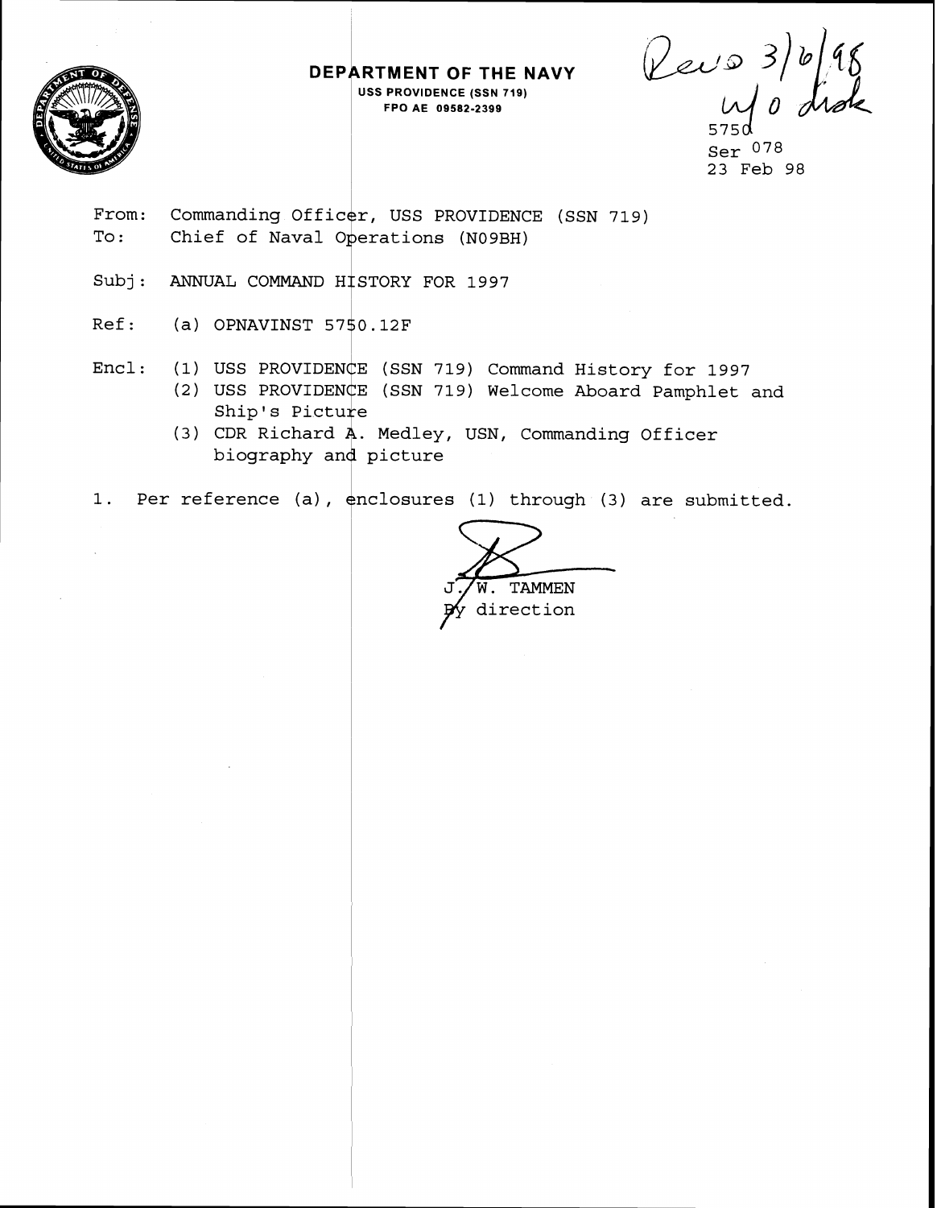**DEPARTMENT OF THE NAVY**
USS PROVIDENCE (SSN 719)
FPO AE 09582-2399

Recvd 3/6/98
w/o disk

5750
Ser 078
23 Feb 98

From: Commanding Officer, USS PROVIDENCE (SSN 719)
To: Chief of Naval Operations (N09BH)

Subj: ANNUAL COMMAND HISTORY FOR 1997

Ref: (a) OPNAVINST 5750.12F

Encl: (1) USS PROVIDENCE (SSN 719) Command History for 1997
(2) USS PROVIDENCE (SSN 719) Welcome Aboard Pamphlet and Ship's Picture
(3) CDR Richard A. Medley, USN, Commanding Officer biography and picture

1. Per reference (a), enclosures (1) through (3) are submitted.

J. W. TAMMEN
By direction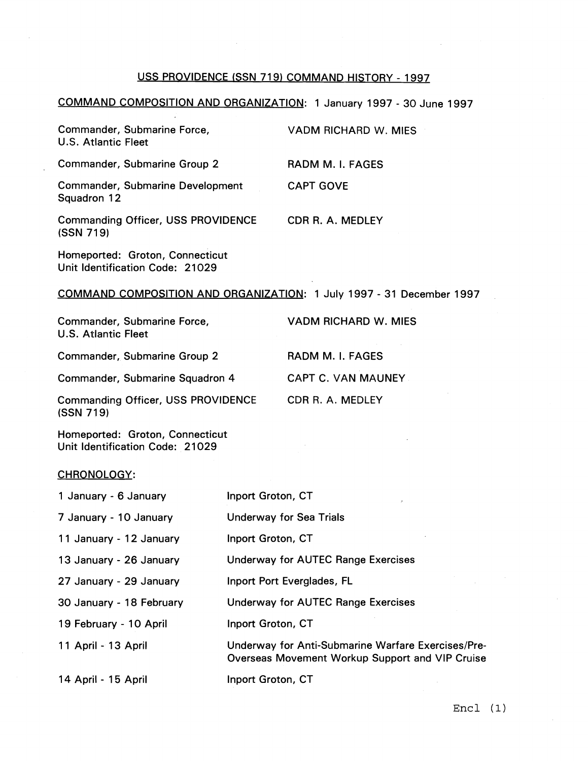# USS PROVIDENCE (SSN 719) COMMAND HISTORY - 1997

## COMMAND COMPOSITION AND ORGANIZATION: 1 January 1997 - 30 June 1997

| | |
|---|---|
| Commander, Submarine Force, U.S. Atlantic Fleet | VADM RICHARD W. MIES |
| Commander, Submarine Group 2 | RADM M. I. FAGES |
| Commander, Submarine Development Squadron 12 | CAPT GOVE |
| Commanding Officer, USS PROVIDENCE (SSN 719) | CDR R. A. MEDLEY |

Homeported: Groton, Connecticut
Unit Identification Code: 21029

## COMMAND COMPOSITION AND ORGANIZATION: 1 July 1997 - 31 December 1997

| | |
|---|---|
| Commander, Submarine Force, U.S. Atlantic Fleet | VADM RICHARD W. MIES |
| Commander, Submarine Group 2 | RADM M. I. FAGES |
| Commander, Submarine Squadron 4 | CAPT C. VAN MAUNEY |
| Commanding Officer, USS PROVIDENCE (SSN 719) | CDR R. A. MEDLEY |

Homeported: Groton, Connecticut
Unit Identification Code: 21029

## CHRONOLOGY:

| | |
|---|---|
| 1 January - 6 January | Inport Groton, CT |
| 7 January - 10 January | Underway for Sea Trials |
| 11 January - 12 January | Inport Groton, CT |
| 13 January - 26 January | Underway for AUTEC Range Exercises |
| 27 January - 29 January | Inport Port Everglades, FL |
| 30 January - 18 February | Underway for AUTEC Range Exercises |
| 19 February - 10 April | Inport Groton, CT |
| 11 April - 13 April | Underway for Anti-Submarine Warfare Exercises/Pre-Overseas Movement Workup Support and VIP Cruise |
| 14 April - 15 April | Inport Groton, CT |

Encl (1)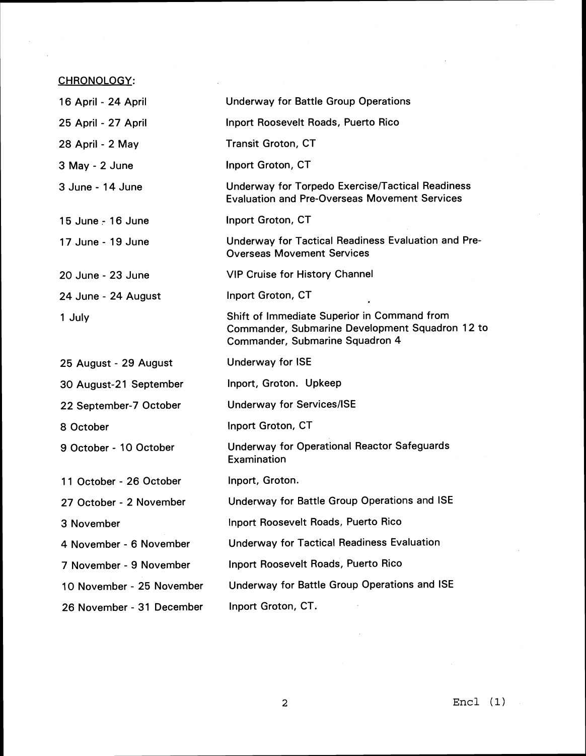CHRONOLOGY:

| | |
|---|---|
| 16 April - 24 April | Underway for Battle Group Operations |
| 25 April - 27 April | Inport Roosevelt Roads, Puerto Rico |
| 28 April - 2 May | Transit Groton, CT |
| 3 May - 2 June | Inport Groton, CT |
| 3 June - 14 June | Underway for Torpedo Exercise/Tactical Readiness Evaluation and Pre-Overseas Movement Services |
| 15 June - 16 June | Inport Groton, CT |
| 17 June - 19 June | Underway for Tactical Readiness Evaluation and Pre-Overseas Movement Services |
| 20 June - 23 June | VIP Cruise for History Channel |
| 24 June - 24 August | Inport Groton, CT |
| 1 July | Shift of Immediate Superior in Command from Commander, Submarine Development Squadron 12 to Commander, Submarine Squadron 4 |
| 25 August - 29 August | Underway for ISE |
| 30 August-21 September | Inport, Groton. Upkeep |
| 22 September-7 October | Underway for Services/ISE |
| 8 October | Inport Groton, CT |
| 9 October - 10 October | Underway for Operational Reactor Safeguards Examination |
| 11 October - 26 October | Inport, Groton. |
| 27 October - 2 November | Underway for Battle Group Operations and ISE |
| 3 November | Inport Roosevelt Roads, Puerto Rico |
| 4 November - 6 November | Underway for Tactical Readiness Evaluation |
| 7 November - 9 November | Inport Roosevelt Roads, Puerto Rico |
| 10 November - 25 November | Underway for Battle Group Operations and ISE |
| 26 November - 31 December | Inport Groton, CT. |

Encl (1)